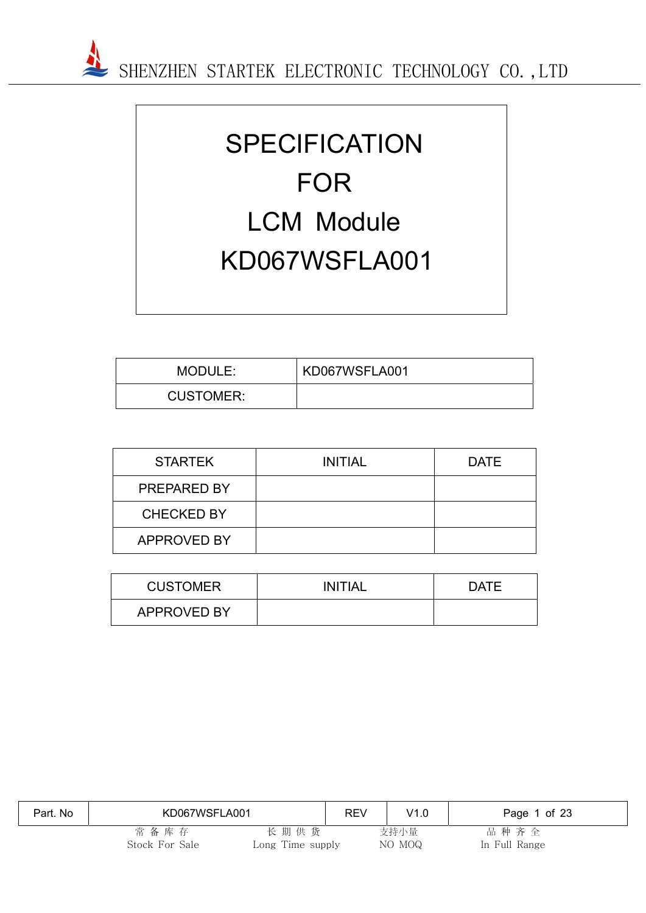# SPECIFICATION

# FOR

# LCM Module

# KD067WSFLA001

| | |
|---|---|
| MODULE: | KD067WSFLA001 |
| CUSTOMER: | |

| STARTEK | INITIAL | DATE |
|---|---|---|
| PREPARED BY | | |
| CHECKED BY | | |
| APPROVED BY | | |

| CUSTOMER | INITIAL | DATE |
|---|---|---|
| APPROVED BY | | |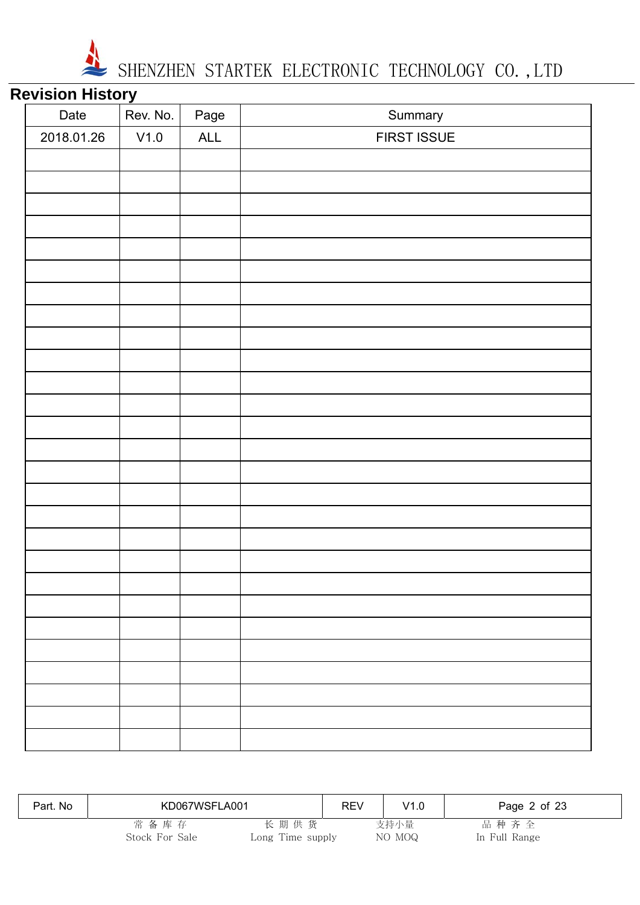## Revision History

| Date | Rev. No. | Page | Summary |
|---|---|---|---|
| 2018.01.26 | V1.0 | ALL | FIRST ISSUE |
| | | | |
| | | | |
| | | | |
| | | | |
| | | | |
| | | | |
| | | | |
| | | | |
| | | | |
| | | | |
| | | | |
| | | | |
| | | | |
| | | | |
| | | | |
| | | | |
| | | | |
| | | | |
| | | | |
| | | | |
| | | | |
| | | | |
| | | | |
| | | | |
| | | | |
| | | | |
| | | | |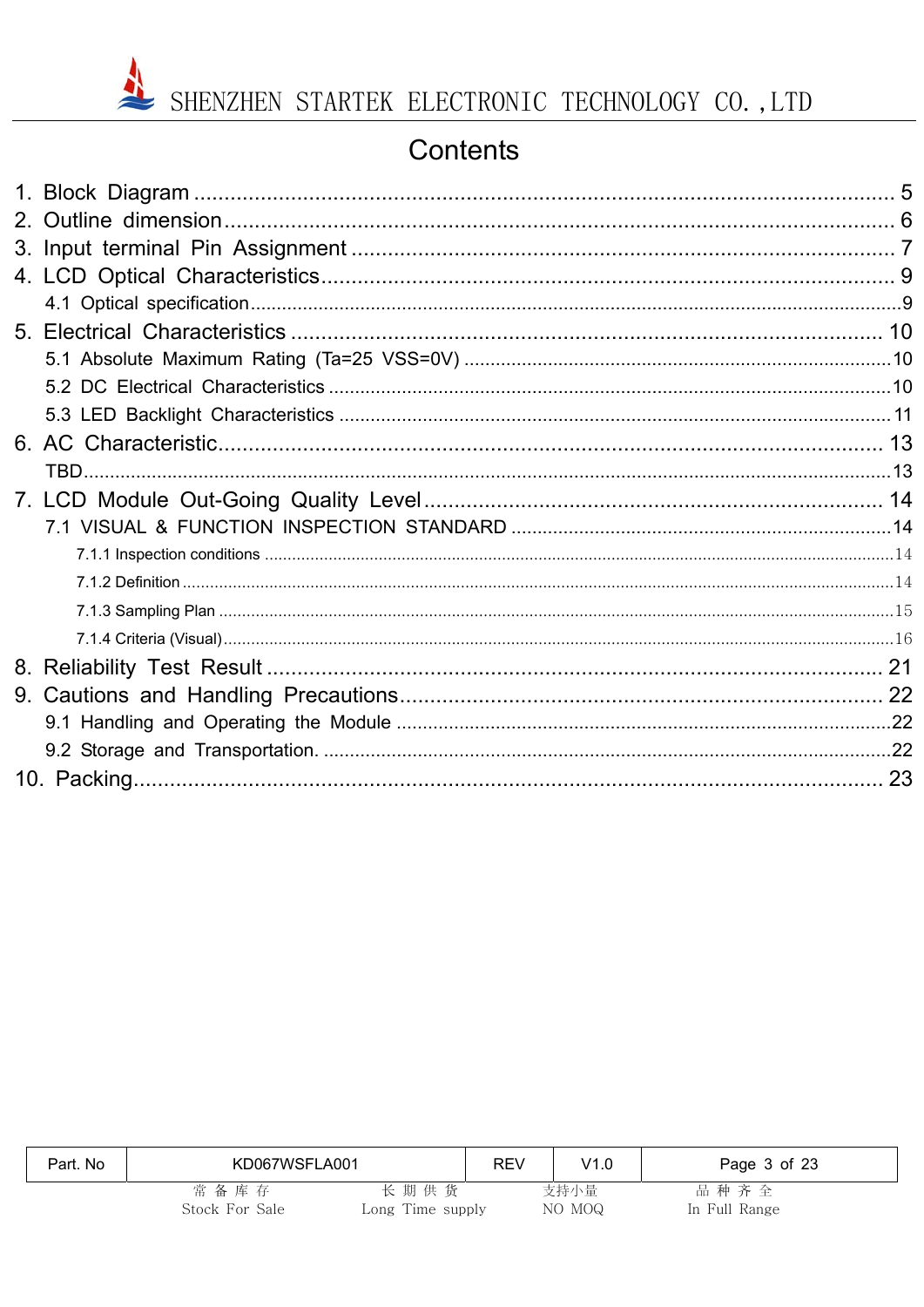# Contents

1. Block Diagram ........................................................................................................ 5
2. Outline dimension .................................................................................................... 6
3. Input terminal Pin Assignment .................................................................................. 7
4. LCD Optical Characteristics ....................................................................................... 9
   - 4.1 Optical specification ............................................................................................ 9
5. Electrical Characteristics ......................................................................................... 10
   - 5.1 Absolute Maximum Rating (Ta=25 VSS=0V) ....................................................... 10
   - 5.2 DC Electrical Characteristics .............................................................................. 10
   - 5.3 LED Backlight Characteristics ............................................................................. 11
6. AC Characteristic .................................................................................................... 13
   - TBD ..................................................................................................................... 13
7. LCD Module Out-Going Quality Level ........................................................................ 14
   - 7.1 VISUAL & FUNCTION INSPECTION STANDARD .................................................. 14
     - 7.1.1 Inspection conditions .................................................................................. 14
     - 7.1.2 Definition .................................................................................................... 14
     - 7.1.3 Sampling Plan ............................................................................................. 15
     - 7.1.4 Criteria (Visual) ........................................................................................... 16
8. Reliability Test Result .............................................................................................. 21
9. Cautions and Handling Precautions ........................................................................... 22
   - 9.1 Handling and Operating the Module .................................................................... 22
   - 9.2 Storage and Transportation. ............................................................................... 22
10. Packing ................................................................................................................. 23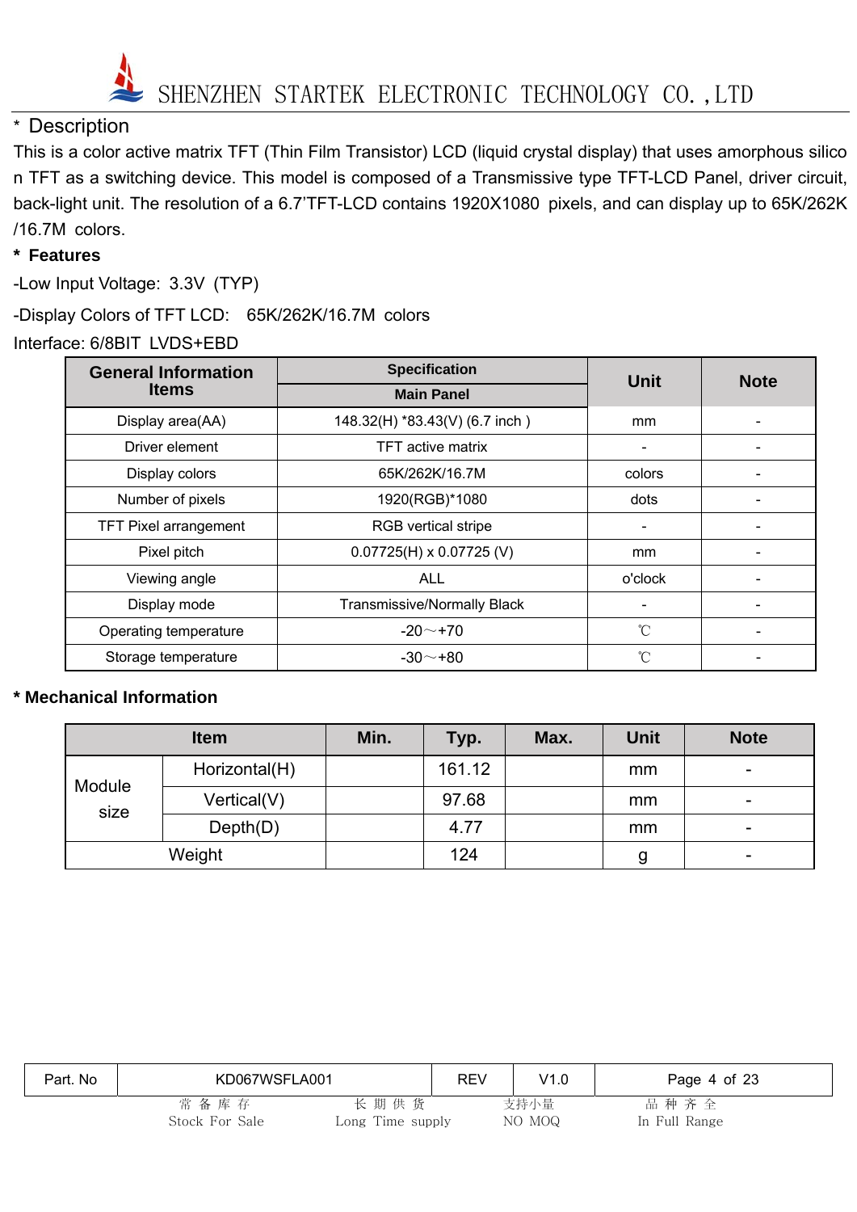\* Description

This is a color active matrix TFT (Thin Film Transistor) LCD (liquid crystal display) that uses amorphous silicon TFT as a switching device. This model is composed of a Transmissive type TFT-LCD Panel, driver circuit, back-light unit. The resolution of a 6.7'TFT-LCD contains 1920X1080 pixels, and can display up to 65K/262K/16.7M colors.

**\* Features**

-Low Input Voltage: 3.3V (TYP)

-Display Colors of TFT LCD: 65K/262K/16.7M colors

Interface: 6/8BIT LVDS+EBD

| General Information Items | Specification | Unit | Note |
|---|---|---|---|
| | Main Panel | | |
| Display area(AA) | 148.32(H) *83.43(V) (6.7 inch ) | mm | - |
| Driver element | TFT active matrix | - | - |
| Display colors | 65K/262K/16.7M | colors | - |
| Number of pixels | 1920(RGB)*1080 | dots | - |
| TFT Pixel arrangement | RGB vertical stripe | - | - |
| Pixel pitch | 0.07725(H) x 0.07725 (V) | mm | - |
| Viewing angle | ALL | o'clock | - |
| Display mode | Transmissive/Normally Black | - | - |
| Operating temperature | -20～+70 | ℃ | - |
| Storage temperature | -30～+80 | ℃ | - |

**\* Mechanical Information**

| Item | | Min. | Typ. | Max. | Unit | Note |
|---|---|---|---|---|---|---|
| Module size | Horizontal(H) | | 161.12 | | mm | - |
| | Vertical(V) | | 97.68 | | mm | - |
| | Depth(D) | | 4.77 | | mm | - |
| Weight | | | 124 | | g | - |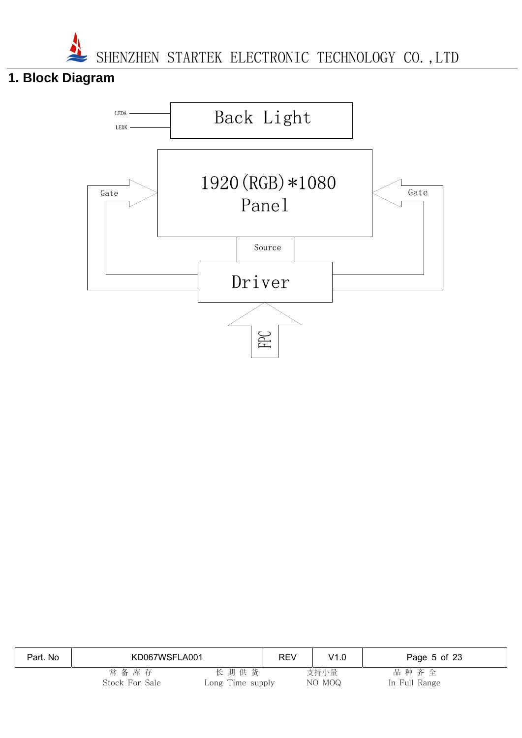## 1. Block Diagram

LEDA

LEDK

Back Light

Gate

1920(RGB)*1080

Panel

Gate

Source

Driver

FPC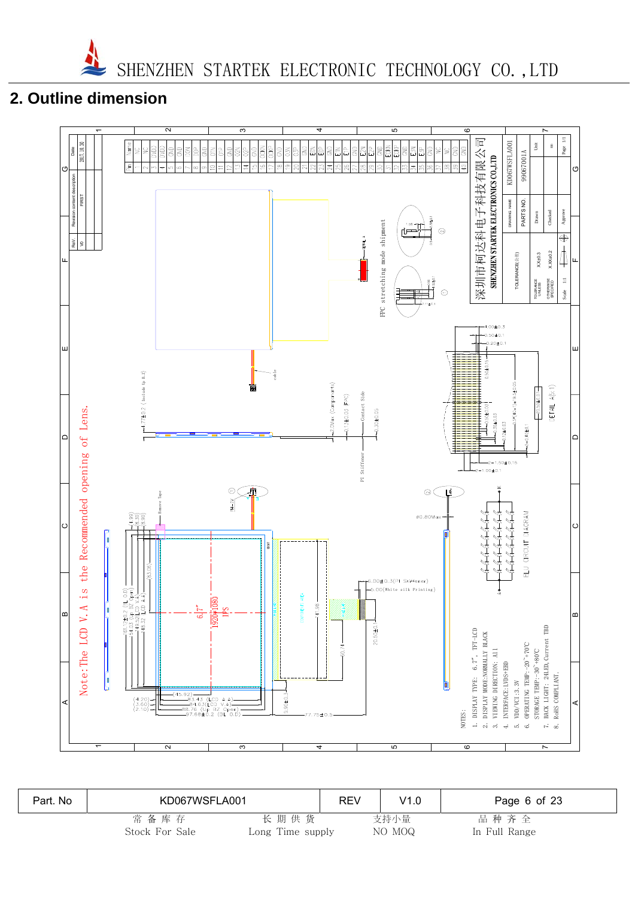## 2. Outline dimension

Note:The LCD V.A is the Recommended opening of Lens.

| Pin | Name |
|---|---|
| 1 | NC |
| 2 | NC |
| 3 | DVDD |
| 4 | DVDD |
| 5 | GND |
| 6 | GND |
| 7 | D0N |
| 8 | D0P |
| 9 | GND |
| 10 | D1N |
| 11 | D1P |
| 12 | GND |
| 13 | D2N |
| 14 | D2P |
| 15 | GND |
| 16 | DCKN |
| 17 | DCKP |
| 18 | GND |
| 19 | D3N |
| 20 | D3P |
| 21 | GND |
| 22 | E0N |
| 23 | E0P |
| 24 | GND |
| 25 | E1N |
| 26 | E1P |
| 27 | GND |
| 28 | E2N |
| 29 | E2P |
| 30 | GND |
| 31 | ECKN |
| 32 | ECKP |
| 33 | GND |
| 34 | E3N |
| 35 | E3P |
| 36 | GND |
| 37 | NC |
| 38 | NC |
| 39 | GND |
| 40 | GND |

| Rev | Revision content description | Date |
|---|---|---|
| V0 | FIRST | 2017.10.30 |

FPC stretching mode shipment

6.7" 1920*1080 IPS

DETAIL A(5:1)

BLU CIRCUIT DIAGRAM

NOTES:
1. DISPLAY TYPE: 6.7", TFT-LCD
2. DISPLAY MODE:NORMALLY BLACK
3. VIEWING DIRECTION: All
4. INTERFACE:LVDS+EBD
5. VDD/VCI:3.3V
6. OPERATING TEMP:-20~+70℃
7. STORAGE TEMP:-30~+80℃
7. BACK LIGHT: 24LED,Current TBD
8. RoHS COMPLIANT.

深圳市柯达科电子科技有限公司
SHENZHEN STARTEK ELECTRONICS CO.,LTD

| | |
|---|---|
| DRAWING NAME | KD067WSFLA001 |
| PARTS NO. | 99067001A |
| TOLERANCE UNLESS OTHERWISE SPECIFIED | X.X±0.3 / X.XX±0.2 |
| Unit | mm |
| Scale | 1:1 |
| Page | 1/1 |

| Part. No | KD067WSFLA001 | REV | V1.0 | Page 6 of 23 |
|---|---|---|---|---|

常备库存 Stock For Sale　长期供货 Long Time supply　支持小量 NO MOQ　品种齐全 In Full Range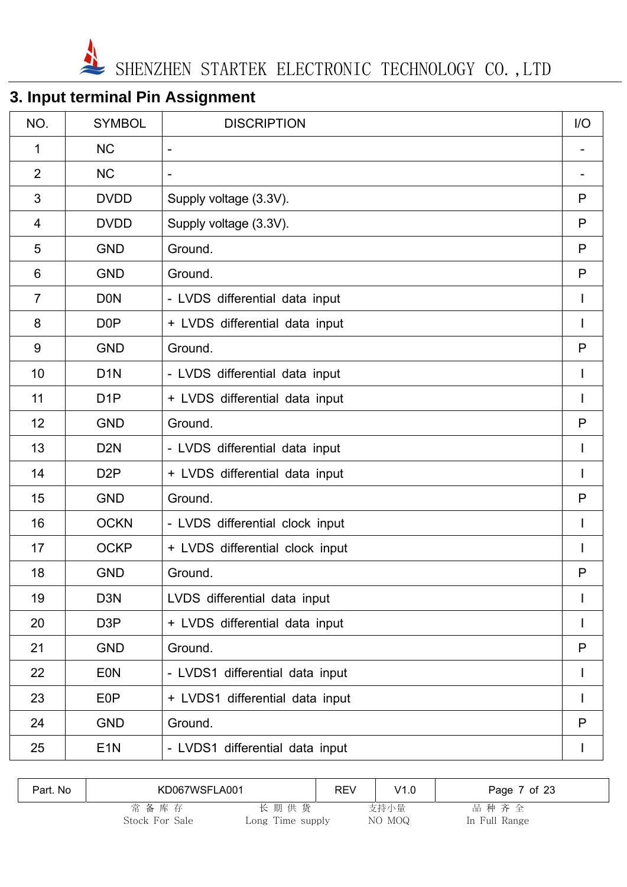## 3. Input terminal Pin Assignment

| NO. | SYMBOL | DISCRIPTION | I/O |
|---|---|---|---|
| 1 | NC | - | - |
| 2 | NC | - | - |
| 3 | DVDD | Supply voltage (3.3V). | P |
| 4 | DVDD | Supply voltage (3.3V). | P |
| 5 | GND | Ground. | P |
| 6 | GND | Ground. | P |
| 7 | D0N | - LVDS differential data input | I |
| 8 | D0P | + LVDS differential data input | I |
| 9 | GND | Ground. | P |
| 10 | D1N | - LVDS differential data input | I |
| 11 | D1P | + LVDS differential data input | I |
| 12 | GND | Ground. | P |
| 13 | D2N | - LVDS differential data input | I |
| 14 | D2P | + LVDS differential data input | I |
| 15 | GND | Ground. | P |
| 16 | OCKN | - LVDS differential clock input | I |
| 17 | OCKP | + LVDS differential clock input | I |
| 18 | GND | Ground. | P |
| 19 | D3N | LVDS differential data input | I |
| 20 | D3P | + LVDS differential data input | I |
| 21 | GND | Ground. | P |
| 22 | E0N | - LVDS1 differential data input | I |
| 23 | E0P | + LVDS1 differential data input | I |
| 24 | GND | Ground. | P |
| 25 | E1N | - LVDS1 differential data input | I |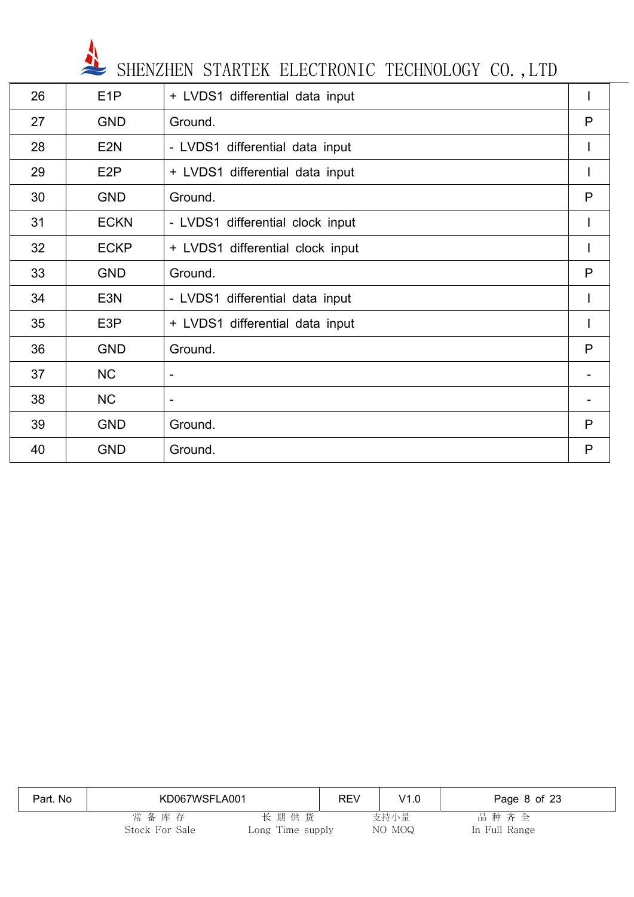| | | | |
|---|---|---|---|
| 26 | E1P | + LVDS1 differential data input | I |
| 27 | GND | Ground. | P |
| 28 | E2N | - LVDS1 differential data input | I |
| 29 | E2P | + LVDS1 differential data input | I |
| 30 | GND | Ground. | P |
| 31 | ECKN | - LVDS1 differential clock input | I |
| 32 | ECKP | + LVDS1 differential clock input | I |
| 33 | GND | Ground. | P |
| 34 | E3N | - LVDS1 differential data input | I |
| 35 | E3P | + LVDS1 differential data input | I |
| 36 | GND | Ground. | P |
| 37 | NC | - | - |
| 38 | NC | - | - |
| 39 | GND | Ground. | P |
| 40 | GND | Ground. | P |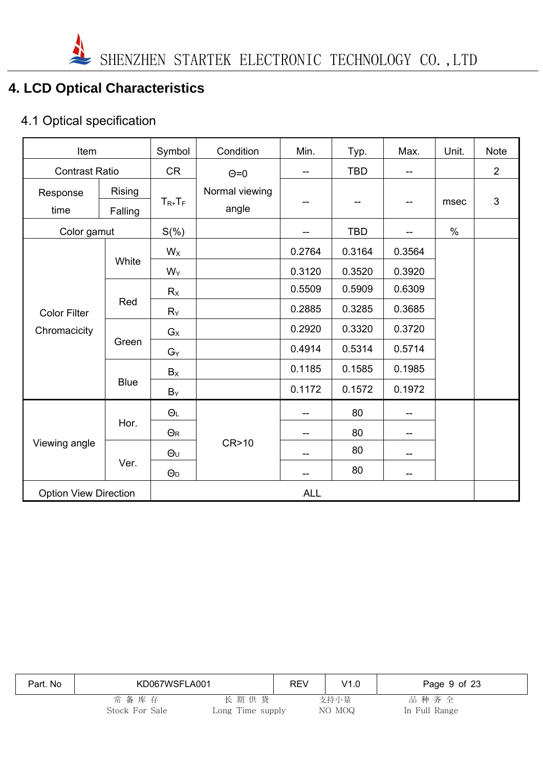# 4. LCD Optical Characteristics

## 4.1 Optical specification

| Item | | Symbol | Condition | Min. | Typ. | Max. | Unit. | Note |
|---|---|---|---|---|---|---|---|---|
| Contrast Ratio | | CR | Θ=0 Normal viewing angle | -- | TBD | -- | | 2 |
| Response time | Rising | $T_{R+}T_F$ | | -- | -- | -- | msec | 3 |
| | Falling | | | | | | | |
| Color gamut | | S(%) | | -- | TBD | -- | % | |
| Color Filter Chromacicity | White | $W_X$ | | 0.2764 | 0.3164 | 0.3564 | | |
| | | $W_Y$ | | 0.3120 | 0.3520 | 0.3920 | | |
| | Red | $R_X$ | | 0.5509 | 0.5909 | 0.6309 | | |
| | | $R_Y$ | | 0.2885 | 0.3285 | 0.3685 | | |
| | Green | $G_X$ | | 0.2920 | 0.3320 | 0.3720 | | |
| | | $G_Y$ | | 0.4914 | 0.5314 | 0.5714 | | |
| | Blue | $B_X$ | | 0.1185 | 0.1585 | 0.1985 | | |
| | | $B_Y$ | | 0.1172 | 0.1572 | 0.1972 | | |
| Viewing angle | Hor. | $Θ_L$ | CR>10 | -- | 80 | -- | | |
| | | $Θ_R$ | | -- | 80 | -- | | |
| | Ver. | $Θ_U$ | | -- | 80 | -- | | |
| | | $Θ_D$ | | -- | 80 | -- | | |
| Option View Direction | | ALL | | | | | | |

| Part. No | KD067WSFLA001 | REV | V1.0 |
|---|---|---|---|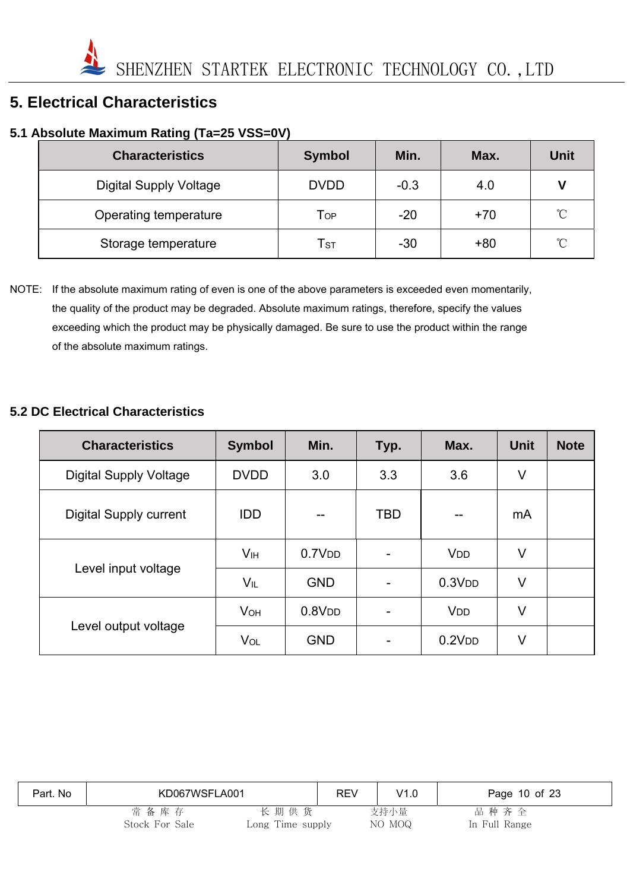# 5. Electrical Characteristics

## 5.1 Absolute Maximum Rating (Ta=25 VSS=0V)

| Characteristics | Symbol | Min. | Max. | Unit |
|---|---|---|---|---|
| Digital Supply Voltage | DVDD | -0.3 | 4.0 | **V** |
| Operating temperature | $T_{OP}$ | -20 | +70 | ℃ |
| Storage temperature | $T_{ST}$ | -30 | +80 | ℃ |

NOTE: If the absolute maximum rating of even is one of the above parameters is exceeded even momentarily, the quality of the product may be degraded. Absolute maximum ratings, therefore, specify the values exceeding which the product may be physically damaged. Be sure to use the product within the range of the absolute maximum ratings.

## 5.2 DC Electrical Characteristics

| Characteristics | Symbol | Min. | Typ. | Max. | Unit | Note |
|---|---|---|---|---|---|---|
| Digital Supply Voltage | DVDD | 3.0 | 3.3 | 3.6 | V | |
| Digital Supply current | IDD | -- | TBD | -- | mA | |
| Level input voltage | $V_{IH}$ | $0.7V_{DD}$ | - | $V_{DD}$ | V | |
| | $V_{IL}$ | GND | - | $0.3V_{DD}$ | V | |
| Level output voltage | $V_{OH}$ | $0.8V_{DD}$ | - | $V_{DD}$ | V | |
| | $V_{OL}$ | GND | - | $0.2V_{DD}$ | V | |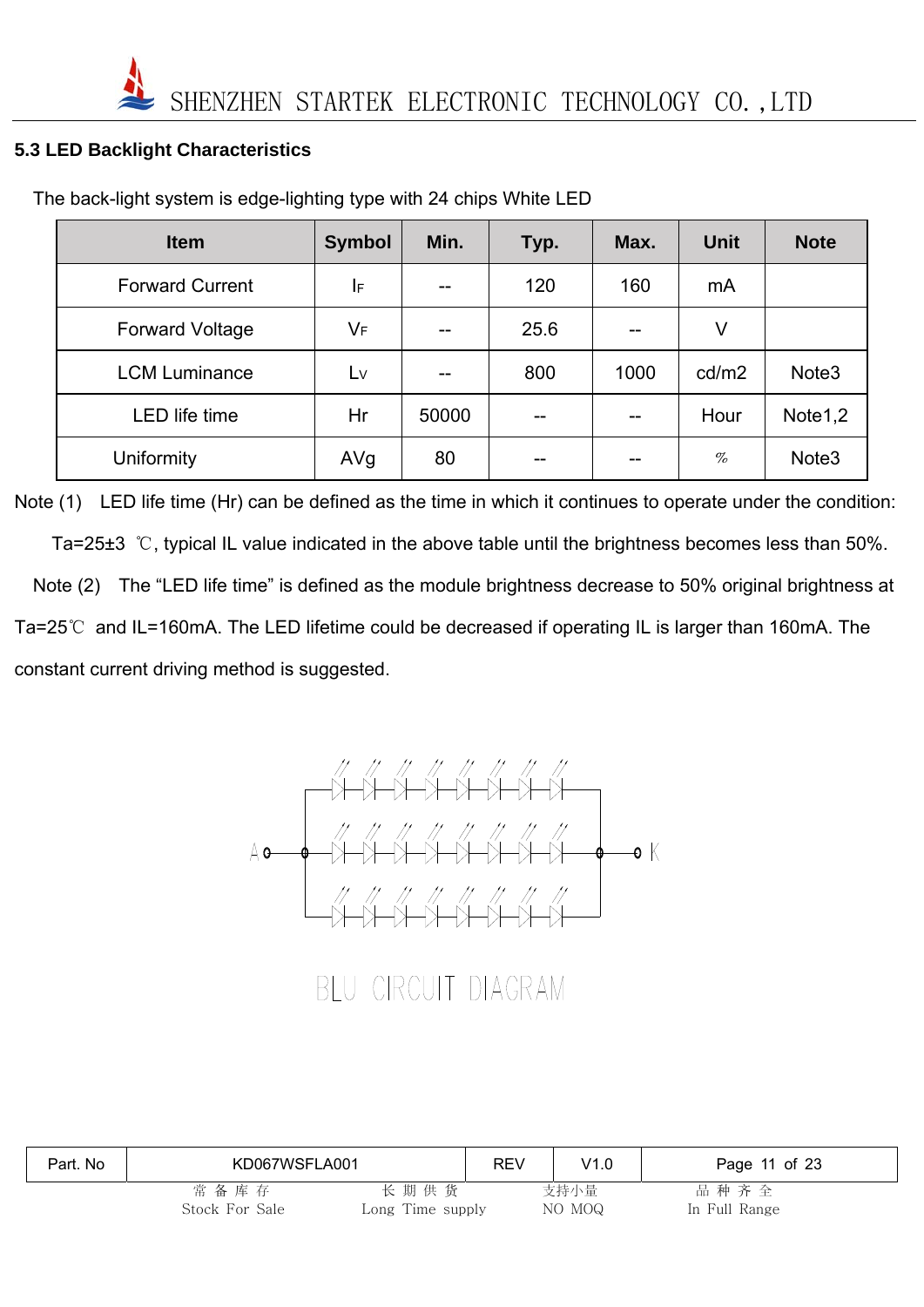## 5.3 LED Backlight Characteristics

The back-light system is edge-lighting type with 24 chips White LED

| Item | Symbol | Min. | Typ. | Max. | Unit | Note |
|---|---|---|---|---|---|---|
| Forward Current | $I_F$ | -- | 120 | 160 | mA | |
| Forward Voltage | $V_F$ | -- | 25.6 | -- | V | |
| LCM Luminance | $L_V$ | -- | 800 | 1000 | cd/m2 | Note3 |
| LED life time | Hr | 50000 | -- | -- | Hour | Note1,2 |
| Uniformity | AVg | 80 | -- | -- | % | Note3 |

Note (1) LED life time (Hr) can be defined as the time in which it continues to operate under the condition: Ta=25±3 ℃, typical IL value indicated in the above table until the brightness becomes less than 50%.

Note (2) The "LED life time" is defined as the module brightness decrease to 50% original brightness at Ta=25℃ and IL=160mA. The LED lifetime could be decreased if operating IL is larger than 160mA. The constant current driving method is suggested.

A K

BLU CIRCUIT DIAGRAM

常 备 库 存
Stock For Sale

长 期 供 货
Long Time supply

支持小量
NO MOQ

品 种 齐 全
In Full Range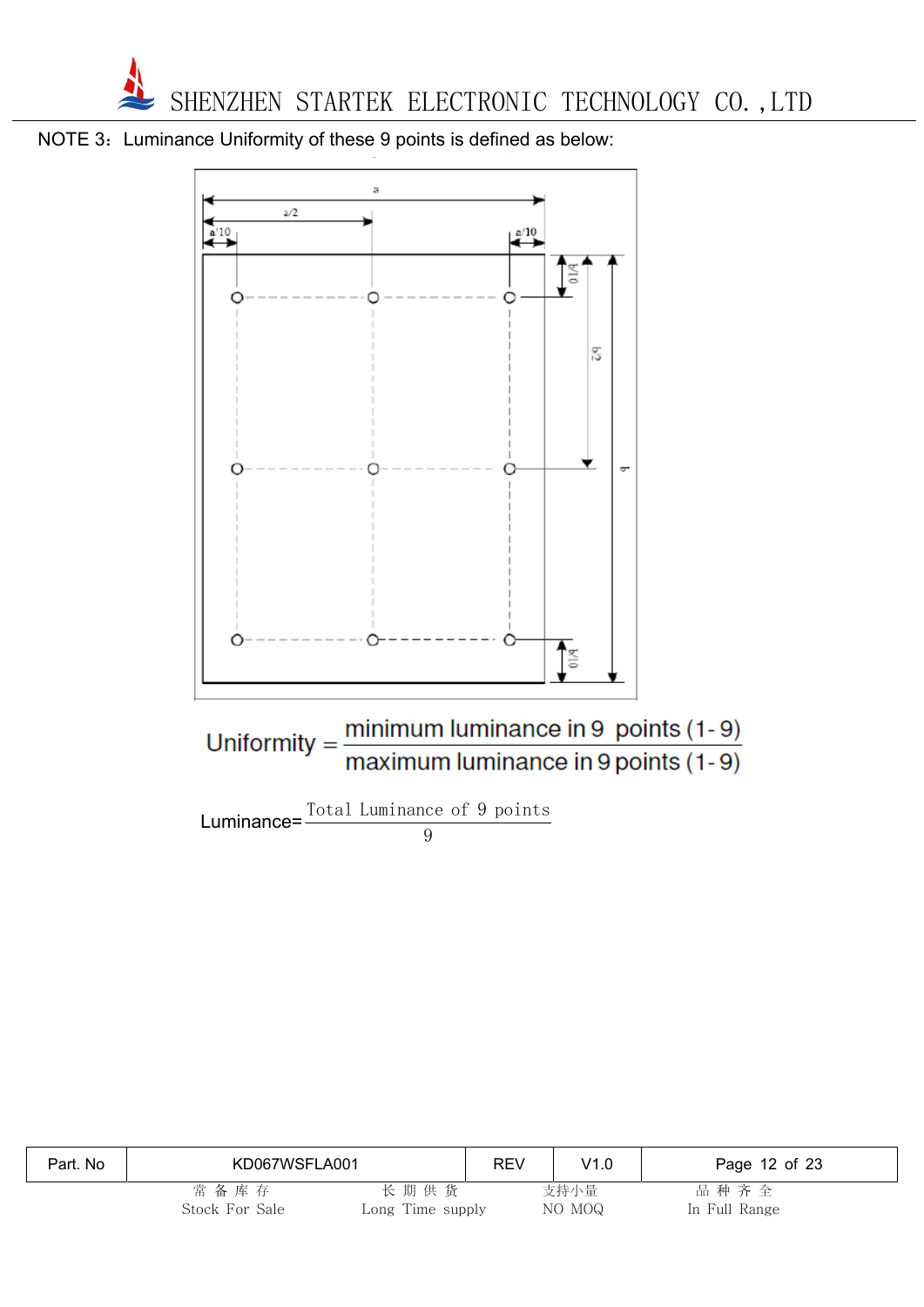NOTE 3：Luminance Uniformity of these 9 points is defined as below:

a

a/2

a/10

a/10

b/10

b/2

b

b/10

$$\text{Uniformity} = \frac{\text{minimum luminance in 9 points (1-9)}}{\text{maximum luminance in 9 points (1-9)}}$$

$$\text{Luminance} = \frac{\text{Total Luminance of 9 points}}{9}$$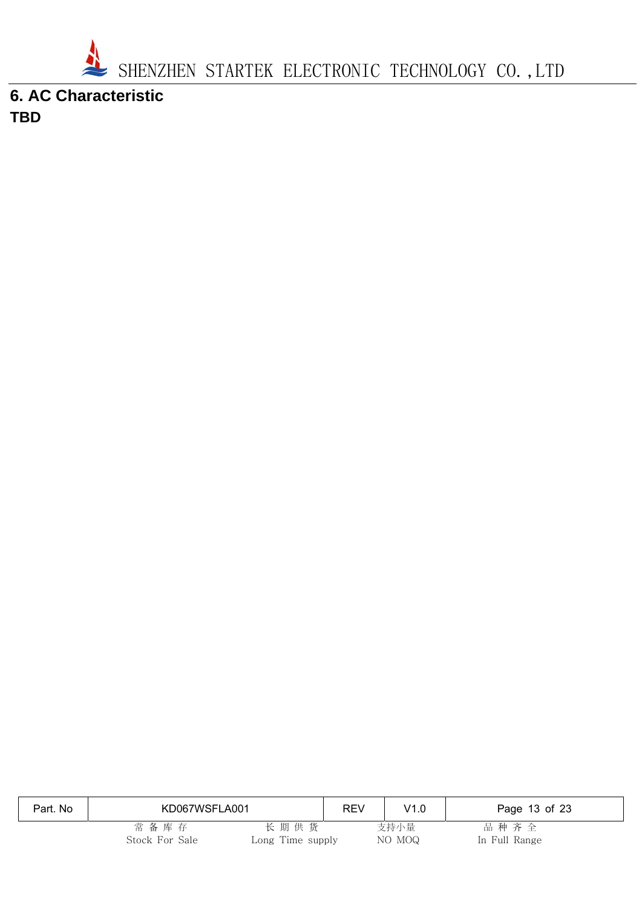## 6. AC Characteristic

**TBD**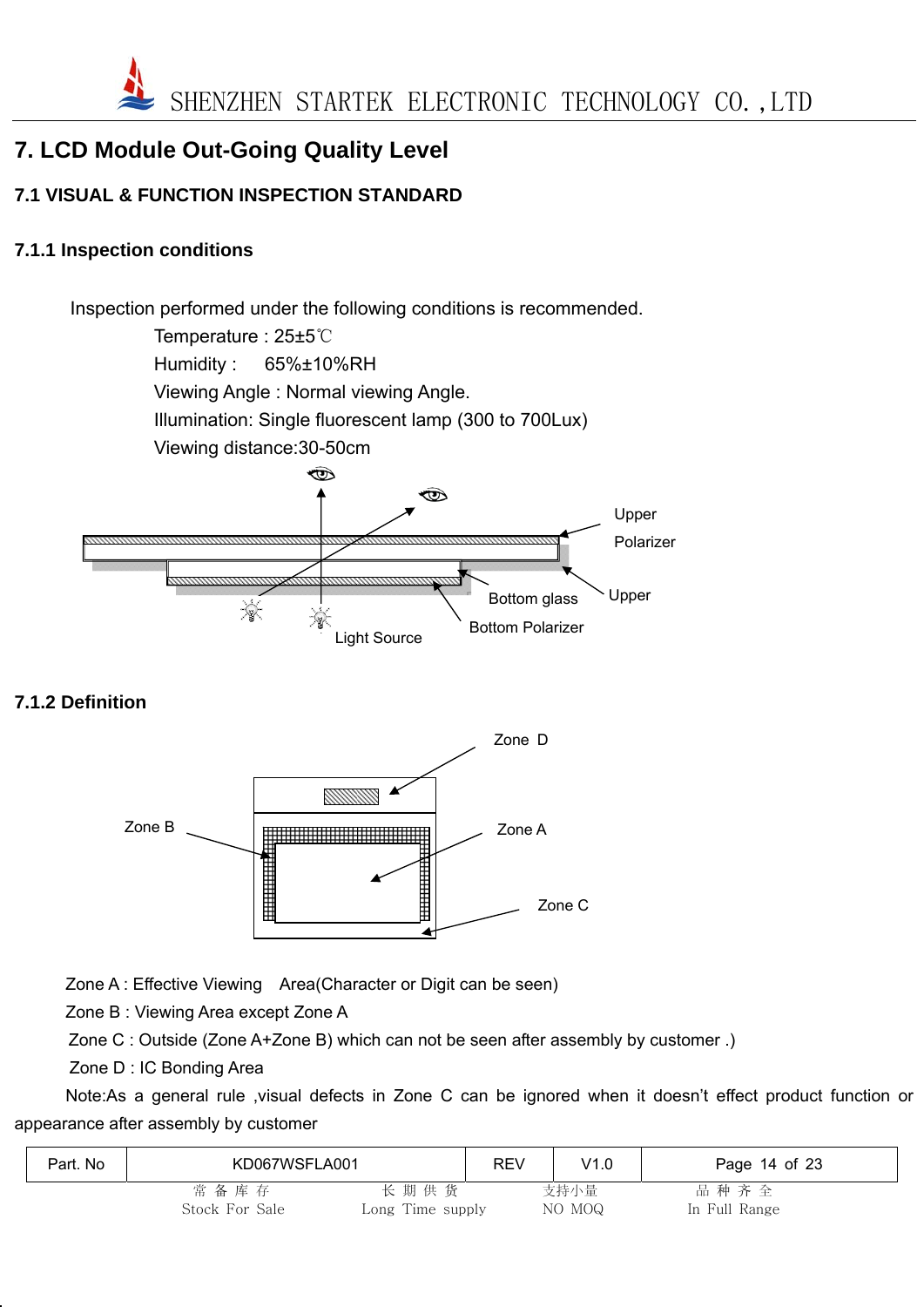# 7. LCD Module Out-Going Quality Level

## 7.1 VISUAL & FUNCTION INSPECTION STANDARD

### 7.1.1 Inspection conditions

Inspection performed under the following conditions is recommended.

Temperature : 25±5℃

Humidity : 65%±10%RH

Viewing Angle : Normal viewing Angle.

Illumination: Single fluorescent lamp (300 to 700Lux)

Viewing distance:30-50cm

Upper Polarizer

Upper

Bottom glass

Bottom Polarizer

Light Source

### 7.1.2 Definition

Zone D

Zone B

Zone A

Zone C

Zone A : Effective Viewing Area(Character or Digit can be seen)

Zone B : Viewing Area except Zone A

Zone C : Outside (Zone A+Zone B) which can not be seen after assembly by customer .)

Zone D : IC Bonding Area

Note:As a general rule ,visual defects in Zone C can be ignored when it doesn't effect product function or appearance after assembly by customer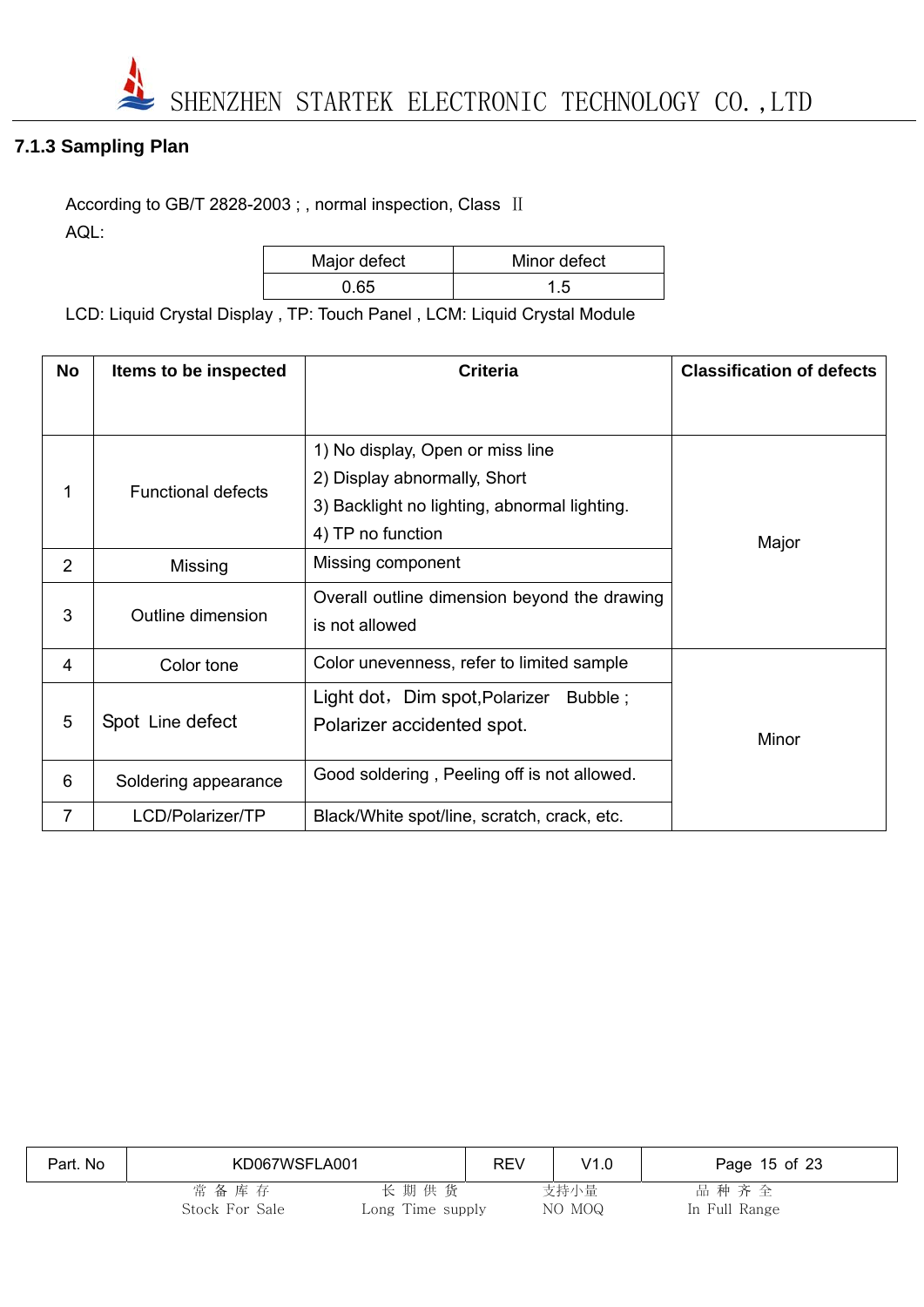### 7.1.3 Sampling Plan

According to GB/T 2828-2003 ; , normal inspection, Class Ⅱ

AQL:

| Major defect | Minor defect |
|---|---|
| 0.65 | 1.5 |

LCD: Liquid Crystal Display , TP: Touch Panel , LCM: Liquid Crystal Module

| No | Items to be inspected | Criteria | Classification of defects |
|---|---|---|---|
| 1 | Functional defects | 1) No display, Open or miss line<br>2) Display abnormally, Short<br>3) Backlight no lighting, abnormal lighting.<br>4) TP no function | Major |
| 2 | Missing | Missing component | Major |
| 3 | Outline dimension | Overall outline dimension beyond the drawing is not allowed | Major |
| 4 | Color tone | Color unevenness, refer to limited sample | Minor |
| 5 | Spot Line defect | Light dot，Dim spot,Polarizer Bubble ; Polarizer accidented spot. | Minor |
| 6 | Soldering appearance | Good soldering , Peeling off is not allowed. | Minor |
| 7 | LCD/Polarizer/TP | Black/White spot/line, scratch, crack, etc. | Minor |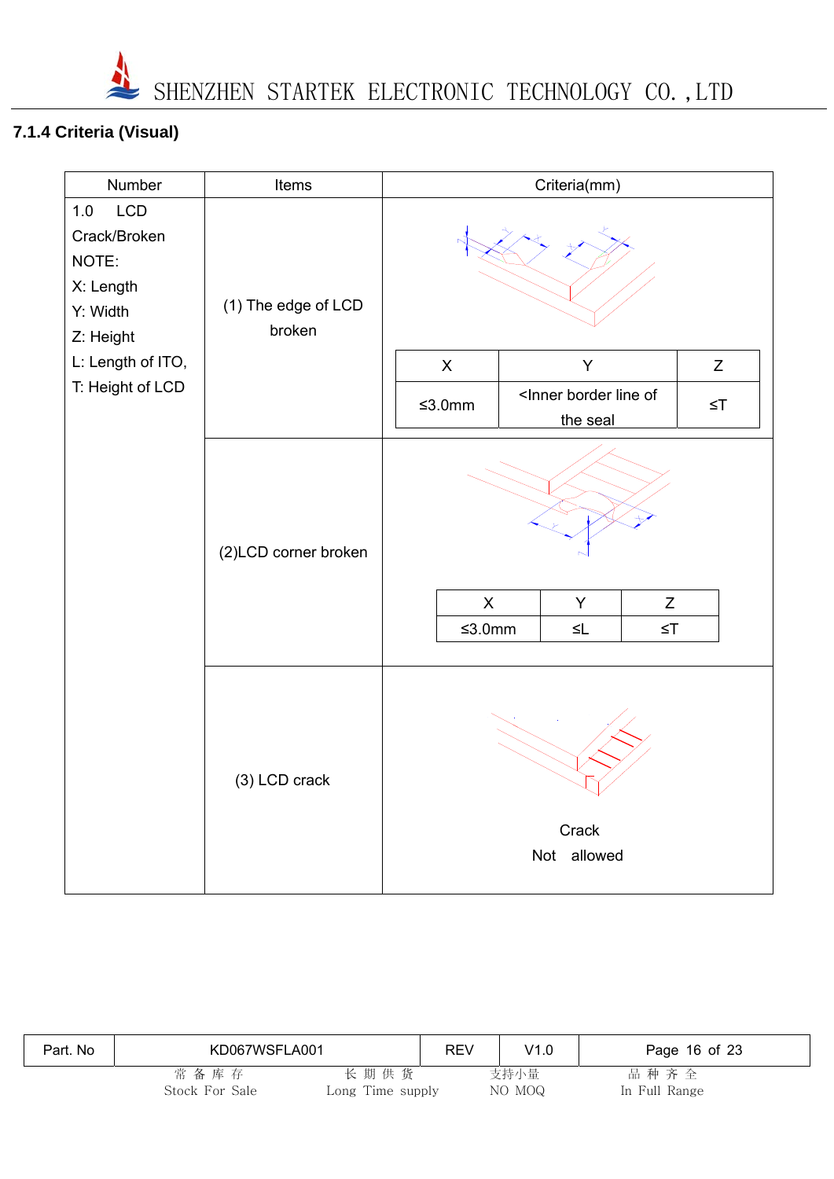### 7.1.4 Criteria (Visual)

| Number | Items | Criteria(mm) |
|---|---|---|
| 1.0 LCD Crack/Broken<br>NOTE:<br>X: Length<br>Y: Width<br>Z: Height<br>L: Length of ITO,<br>T: Height of LCD | (1) The edge of LCD broken | X: ≤3.0mm; Y: <Inner border line of the seal; Z: ≤T |
| | (2)LCD corner broken | X: ≤3.0mm; Y: ≤L; Z: ≤T |
| | (3) LCD crack | Crack Not allowed |

| X | Y | Z |
|---|---|---|
| ≤3.0mm | <Inner border line of the seal | ≤T |

| X | Y | Z |
|---|---|---|
| ≤3.0mm | ≤L | ≤T |

Crack

Not allowed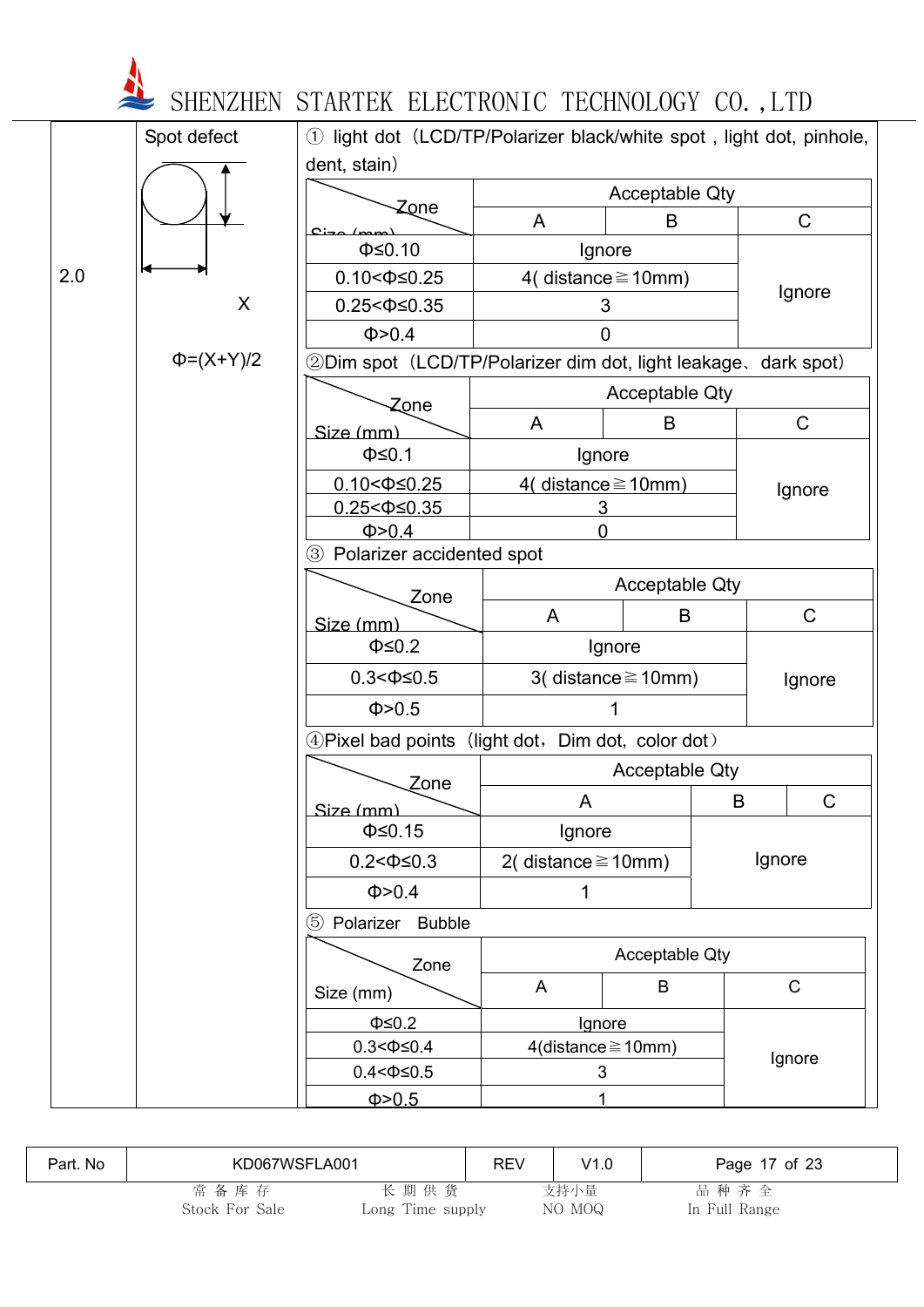| | | |
|---|---|---|
| 2.0 | Spot defect<br><br>X<br><br>Φ=(X+Y)/2 | ① light dot（LCD/TP/Polarizer black/white spot , light dot, pinhole, dent, stain） |

| Zone / Size (mm) | Acceptable Qty | | |
|---|---|---|---|
| | A | B | C |
| Φ≤0.10 | Ignore | | Ignore |
| 0.10<Φ≤0.25 | 4( distance≧10mm) | | |
| 0.25<Φ≤0.35 | 3 | | |
| Φ>0.4 | 0 | | |

②Dim spot（LCD/TP/Polarizer dim dot, light leakage、dark spot）

| Zone / Size (mm) | Acceptable Qty | | |
|---|---|---|---|
| | A | B | C |
| Φ≤0.1 | Ignore | | Ignore |
| 0.10<Φ≤0.25 | 4( distance≧10mm) | | |
| 0.25<Φ≤0.35 | 3 | | |
| Φ>0.4 | 0 | | |

③ Polarizer accidented spot

| Zone / Size (mm) | Acceptable Qty | | |
|---|---|---|---|
| | A | B | C |
| Φ≤0.2 | Ignore | | Ignore |
| 0.3<Φ≤0.5 | 3( distance≧10mm) | | |
| Φ>0.5 | 1 | | |

④Pixel bad points（light dot，Dim dot，color dot）

| Zone / Size (mm) | Acceptable Qty | | |
|---|---|---|---|
| | A | B | C |
| Φ≤0.15 | Ignore | Ignore | |
| 0.2<Φ≤0.3 | 2( distance≧10mm) | | |
| Φ>0.4 | 1 | | |

⑤ Polarizer Bubble

| Zone / Size (mm) | Acceptable Qty | | |
|---|---|---|---|
| | A | B | C |
| Φ≤0.2 | Ignore | | Ignore |
| 0.3<Φ≤0.4 | 4(distance≧10mm) | | |
| 0.4<Φ≤0.5 | 3 | | |
| Φ>0.5 | 1 | | |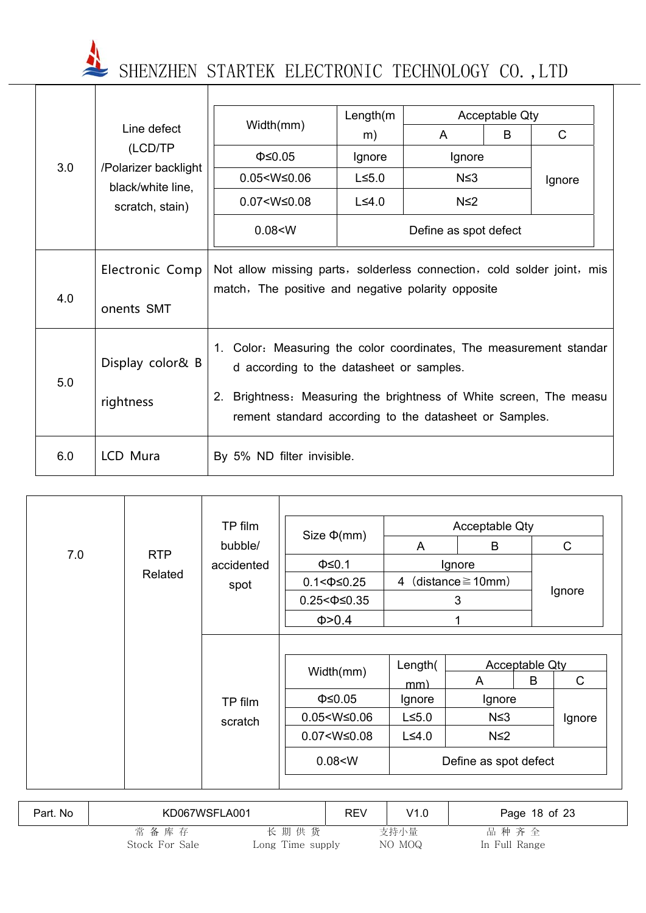| | | |
|---|---|---|
| 3.0 | Line defect (LCD/TP /Polarizer backlight black/white line, scratch, stain) | (see table below) |
| 4.0 | Electronic Components SMT | Not allow missing parts，solderless connection，cold solder joint，mismatch，The positive and negative polarity opposite |
| 5.0 | Display color& Brightness | 1. Color：Measuring the color coordinates, The measurement standard according to the datasheet or samples.<br>2. Brightness：Measuring the brightness of White screen, The measurement standard according to the datasheet or Samples. |
| 6.0 | LCD Mura | By 5% ND filter invisible. |

Item 3.0 Line defect:

| Width(mm) | Length(mm) | Acceptable Qty A | Acceptable Qty B | Acceptable Qty C |
|---|---|---|---|---|
| Φ≤0.05 | Ignore | Ignore | | Ignore |
| 0.05<W≤0.06 | L≤5.0 | N≤3 | | Ignore |
| 0.07<W≤0.08 | L≤4.0 | N≤2 | | Ignore |
| 0.08<W | Define as spot defect | | | |

7.0 RTP Related

TP film bubble/ accidented spot:

| Size Φ(mm) | Acceptable Qty A | Acceptable Qty B | Acceptable Qty C |
|---|---|---|---|
| Φ≤0.1 | Ignore | | Ignore |
| 0.1<Φ≤0.25 | 4（distance≧10mm） | | Ignore |
| 0.25<Φ≤0.35 | 3 | | Ignore |
| Φ>0.4 | 1 | | Ignore |

TP film scratch:

| Width(mm) | Length(mm) | Acceptable Qty A | Acceptable Qty B | Acceptable Qty C |
|---|---|---|---|---|
| Φ≤0.05 | Ignore | Ignore | | Ignore |
| 0.05<W≤0.06 | L≤5.0 | N≤3 | | Ignore |
| 0.07<W≤0.08 | L≤4.0 | N≤2 | | Ignore |
| 0.08<W | Define as spot defect | | | |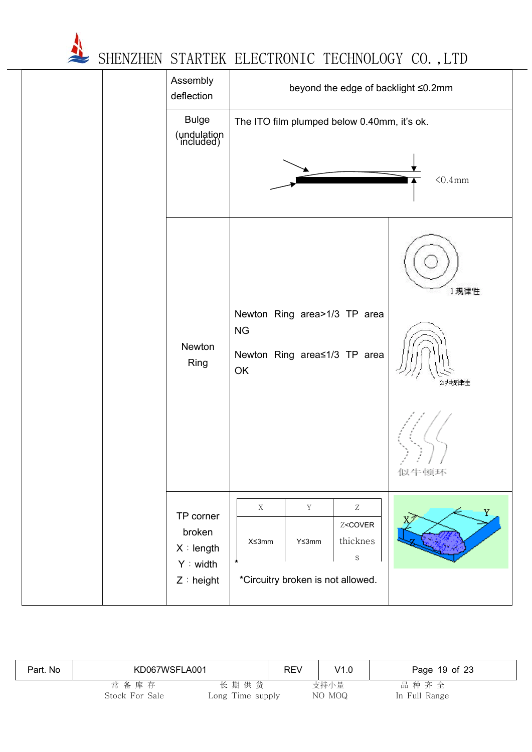| | | | | |
|---|---|---|---|---|
| | | Assembly deflection | beyond the edge of backlight ≤0.2mm | |
| | | Bulge (undulation included) | The ITO film plumped below 0.40mm, it's ok.<br><0.4mm | |
| | | Newton Ring | Newton Ring area>1/3 TP area NG<br>Newton Ring area≤1/3 TP area OK | 1.規律性<br>2.非規律性<br>似牛顿环 |
| | | TP corner broken<br>X：length<br>Y：width<br>Z：height | X: X≤3mm; Y: Y≤3mm; Z: Z<COVER thickness<br>*Circuitry broken is not allowed. | X Y Z |

| Part. No | KD067WSFLA001 | REV | V1.0 |
|---|---|---|---|

常备库存 Stock For Sale　长期供货 Long Time supply　支持小量 NO MOQ　品种齐全 In Full Range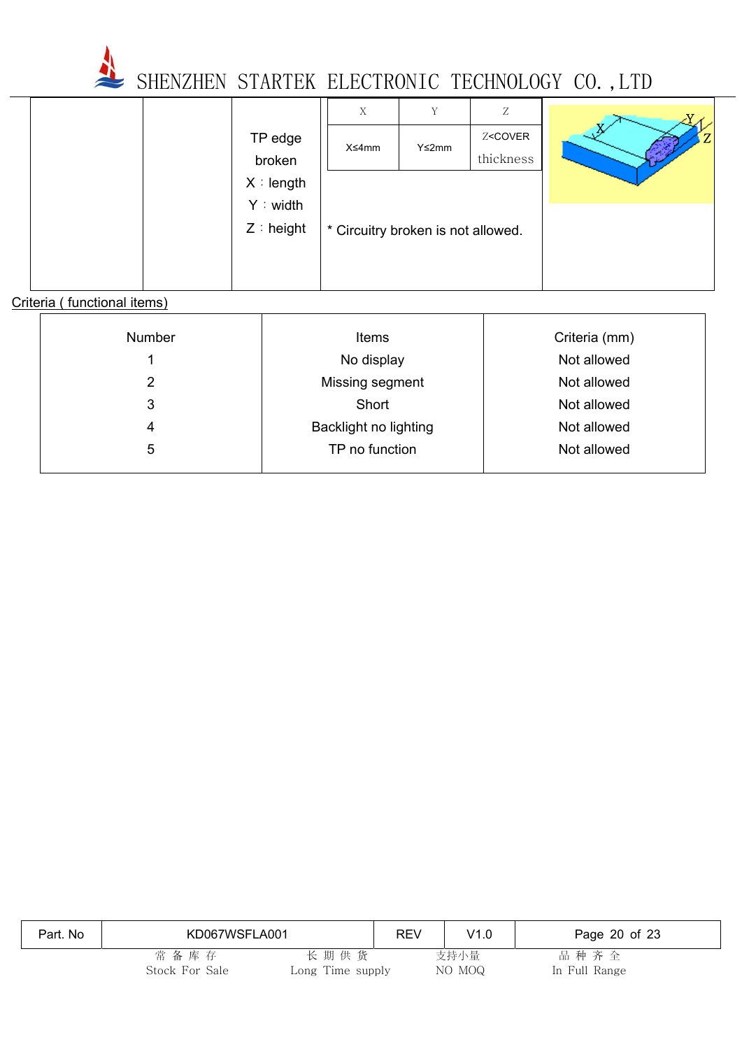| | | | | | |
|---|---|---|---|---|---|
| | | TP edge broken<br>X：length<br>Y：width<br>Z：height | X: X≤4mm<br>Y: Y≤2mm<br>Z: Z<COVER thickness<br><br>* Circuitry broken is not allowed. | | |

Criteria ( functional items)

| Number | Items | Criteria (mm) |
|---|---|---|
| 1 | No display | Not allowed |
| 2 | Missing segment | Not allowed |
| 3 | Short | Not allowed |
| 4 | Backlight no lighting | Not allowed |
| 5 | TP no function | Not allowed |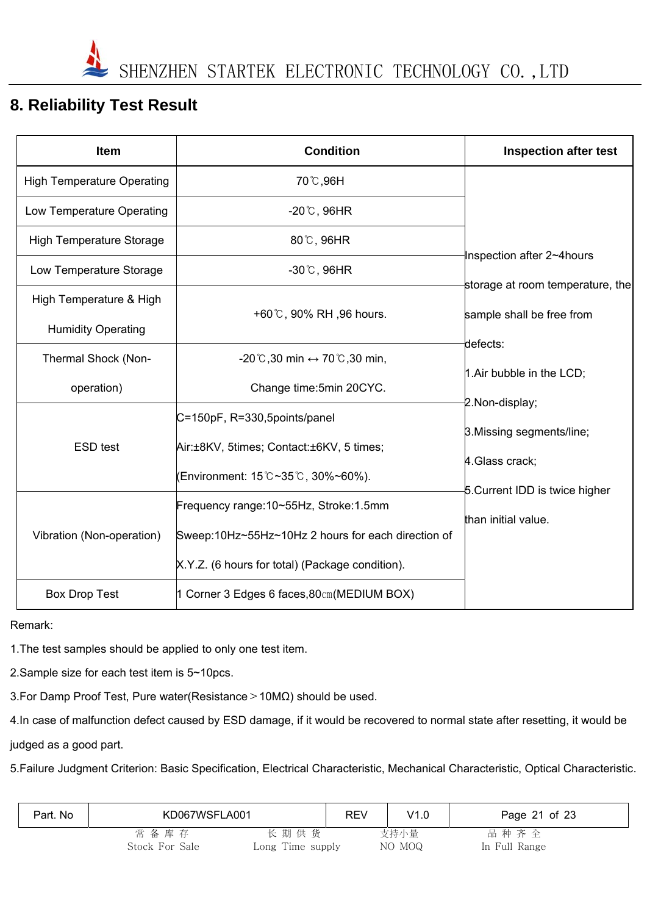## 8. Reliability Test Result

| Item | Condition | Inspection after test |
|---|---|---|
| High Temperature Operating | 70℃,96H | Inspection after 2~4hours storage at room temperature, the sample shall be free from defects:<br>1.Air bubble in the LCD;<br>2.Non-display;<br>3.Missing segments/line;<br>4.Glass crack;<br>5.Current IDD is twice higher than initial value. |
| Low Temperature Operating | -20℃, 96HR | |
| High Temperature Storage | 80℃, 96HR | |
| Low Temperature Storage | -30℃, 96HR | |
| High Temperature & High Humidity Operating | +60℃, 90% RH ,96 hours. | |
| Thermal Shock (Non-operation) | -20℃,30 min ↔ 70℃,30 min, Change time:5min 20CYC. | |
| ESD test | C=150pF, R=330,5points/panel<br>Air:±8KV, 5times; Contact:±6KV, 5 times;<br>(Environment: 15℃~35℃, 30%~60%). | |
| Vibration (Non-operation) | Frequency range:10~55Hz, Stroke:1.5mm<br>Sweep:10Hz~55Hz~10Hz 2 hours for each direction of X.Y.Z. (6 hours for total) (Package condition). | |
| Box Drop Test | 1 Corner 3 Edges 6 faces,80㎝(MEDIUM BOX) | |

Remark:

1.The test samples should be applied to only one test item.

2.Sample size for each test item is 5~10pcs.

3.For Damp Proof Test, Pure water(Resistance＞10MΩ) should be used.

4.In case of malfunction defect caused by ESD damage, if it would be recovered to normal state after resetting, it would be judged as a good part.

5.Failure Judgment Criterion: Basic Specification, Electrical Characteristic, Mechanical Characteristic, Optical Characteristic.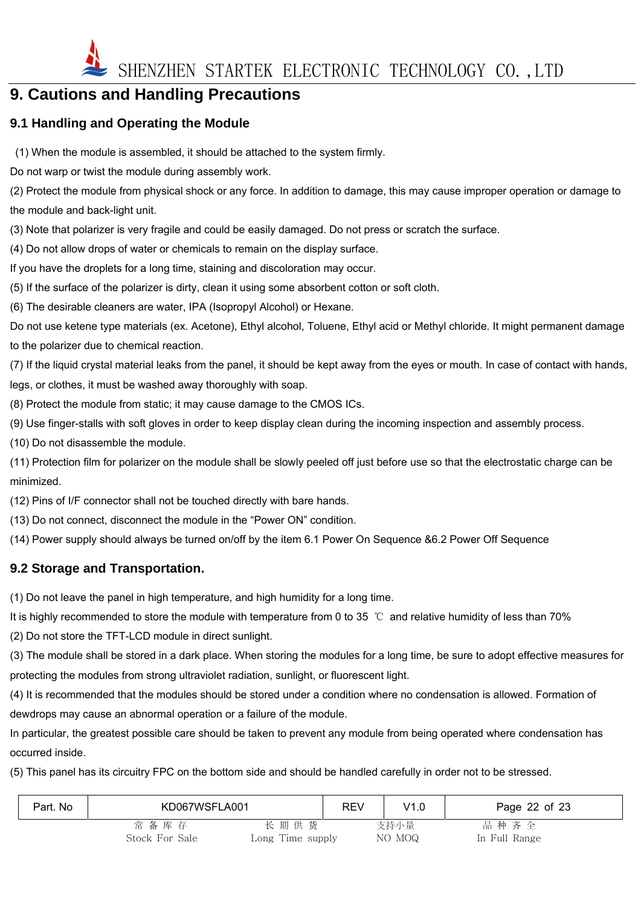# 9. Cautions and Handling Precautions

## 9.1 Handling and Operating the Module

(1) When the module is assembled, it should be attached to the system firmly.

Do not warp or twist the module during assembly work.

(2) Protect the module from physical shock or any force. In addition to damage, this may cause improper operation or damage to the module and back-light unit.

(3) Note that polarizer is very fragile and could be easily damaged. Do not press or scratch the surface.

(4) Do not allow drops of water or chemicals to remain on the display surface.

If you have the droplets for a long time, staining and discoloration may occur.

(5) If the surface of the polarizer is dirty, clean it using some absorbent cotton or soft cloth.

(6) The desirable cleaners are water, IPA (Isopropyl Alcohol) or Hexane.

Do not use ketene type materials (ex. Acetone), Ethyl alcohol, Toluene, Ethyl acid or Methyl chloride. It might permanent damage to the polarizer due to chemical reaction.

(7) If the liquid crystal material leaks from the panel, it should be kept away from the eyes or mouth. In case of contact with hands, legs, or clothes, it must be washed away thoroughly with soap.

(8) Protect the module from static; it may cause damage to the CMOS ICs.

(9) Use finger-stalls with soft gloves in order to keep display clean during the incoming inspection and assembly process.

(10) Do not disassemble the module.

(11) Protection film for polarizer on the module shall be slowly peeled off just before use so that the electrostatic charge can be minimized.

(12) Pins of I/F connector shall not be touched directly with bare hands.

(13) Do not connect, disconnect the module in the "Power ON" condition.

(14) Power supply should always be turned on/off by the item 6.1 Power On Sequence &6.2 Power Off Sequence

## 9.2 Storage and Transportation.

(1) Do not leave the panel in high temperature, and high humidity for a long time.

It is highly recommended to store the module with temperature from 0 to 35 ℃ and relative humidity of less than 70%

(2) Do not store the TFT-LCD module in direct sunlight.

(3) The module shall be stored in a dark place. When storing the modules for a long time, be sure to adopt effective measures for protecting the modules from strong ultraviolet radiation, sunlight, or fluorescent light.

(4) It is recommended that the modules should be stored under a condition where no condensation is allowed. Formation of dewdrops may cause an abnormal operation or a failure of the module.

In particular, the greatest possible care should be taken to prevent any module from being operated where condensation has occurred inside.

(5) This panel has its circuitry FPC on the bottom side and should be handled carefully in order not to be stressed.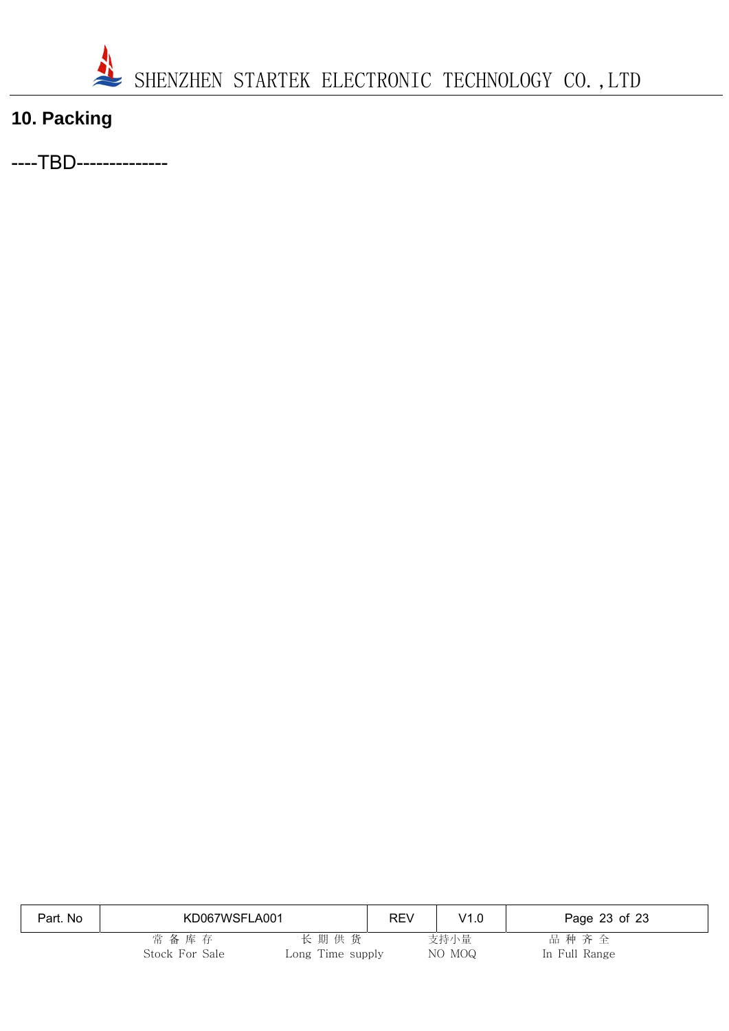## 10. Packing

----TBD--------------